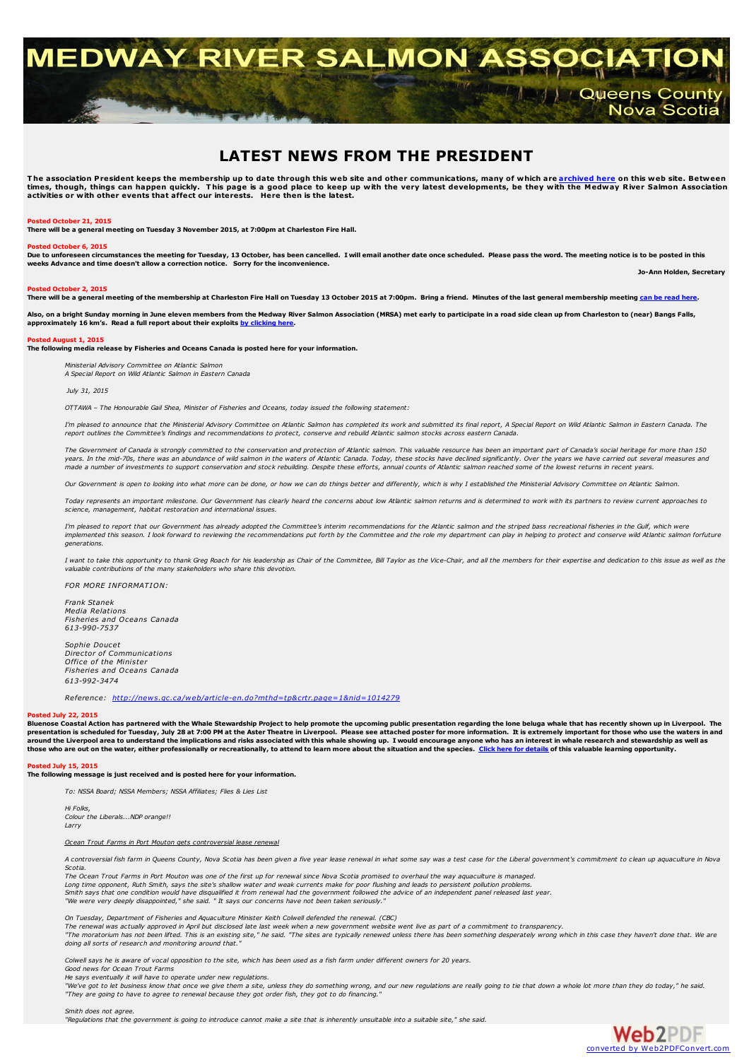# MEDWAY RIVER SALMON ASSOCIATION

Queens County
Nova Scotia

## LATEST NEWS FROM THE PRESIDENT

**The association President keeps the membership up to date through this web site and other communications, many of which are archived here on this web site. Between times, though, things can happen quickly. This page is a good place to keep up with the very latest developments, be they with the Medway River Salmon Association activities or with other events that affect our interests. Here then is the latest.**

**Posted October 21, 2015**
**There will be a general meeting on Tuesday 3 November 2015, at 7:00pm at Charleston Fire Hall.**

**Posted October 6, 2015**
**Due to unforeseen circumstances the meeting for Tuesday, 13 October, has been cancelled. I will email another date once scheduled. Please pass the word. The meeting notice is to be posted in this weeks Advance and time doesn't allow a correction notice. Sorry for the inconvenience.**

**Jo-Ann Holden, Secretary**

**Posted October 2, 2015**
**There will be a general meeting of the membership at Charleston Fire Hall on Tuesday 13 October 2015 at 7:00pm. Bring a friend. Minutes of the last general membership meeting can be read here.**

**Also, on a bright Sunday morning in June eleven members from the Medway River Salmon Association (MRSA) met early to participate in a road side clean up from Charleston to (near) Bangs Falls, approximately 16 km's. Read a full report about their exploits by clicking here.**

**Posted August 1, 2015**
**The following media release by Fisheries and Oceans Canada is posted here for your information.**

*Ministerial Advisory Committee on Atlantic Salmon*
*A Special Report on Wild Atlantic Salmon in Eastern Canada*

*July 31, 2015*

*OTTAWA – The Honourable Gail Shea, Minister of Fisheries and Oceans, today issued the following statement:*

*I'm pleased to announce that the Ministerial Advisory Committee on Atlantic Salmon has completed its work and submitted its final report, A Special Report on Wild Atlantic Salmon in Eastern Canada. The report outlines the Committee's findings and recommendations to protect, conserve and rebuild Atlantic salmon stocks across eastern Canada.*

*The Government of Canada is strongly committed to the conservation and protection of Atlantic salmon. This valuable resource has been an important part of Canada's social heritage for more than 150 years. In the mid-70s, there was an abundance of wild salmon in the waters of Atlantic Canada. Today, these stocks have declined significantly. Over the years we have carried out several measures and made a number of investments to support conservation and stock rebuilding. Despite these efforts, annual counts of Atlantic salmon reached some of the lowest returns in recent years.*

*Our Government is open to looking into what more can be done, or how we can do things better and differently, which is why I established the Ministerial Advisory Committee on Atlantic Salmon.*

*Today represents an important milestone. Our Government has clearly heard the concerns about low Atlantic salmon returns and is determined to work with its partners to review current approaches to science, management, habitat restoration and international issues.*

*I'm pleased to report that our Government has already adopted the Committee's interim recommendations for the Atlantic salmon and the striped bass recreational fisheries in the Gulf, which were implemented this season. I look forward to reviewing the recommendations put forth by the Committee and the role my department can play in helping to protect and conserve wild Atlantic salmon forfuture generations.*

*I want to take this opportunity to thank Greg Roach for his leadership as Chair of the Committee, Bill Taylor as the Vice-Chair, and all the members for their expertise and dedication to this issue as well as the valuable contributions of the many stakeholders who share this devotion.*

*FOR MORE INFORMATION:*

*Frank Stanek*
*Media Relations*
*Fisheries and Oceans Canada*
*613-990-7537*

*Sophie Doucet*
*Director of Communications*
*Office of the Minister*
*Fisheries and Oceans Canada*
*613-992-3474*

*Reference: http://news.gc.ca/web/article-en.do?mthd=tp&crtr.page=1&nid=1014279*

**Posted July 22, 2015**
**Bluenose Coastal Action has partnered with the Whale Stewardship Project to help promote the upcoming public presentation regarding the lone beluga whale that has recently shown up in Liverpool. The presentation is scheduled for Tuesday, July 28 at 7:00 PM at the Aster Theatre in Liverpool. Please see attached poster for more information. It is extremely important for those who use the waters in and around the Liverpool area to understand the implications and risks associated with this whale showing up. I would encourage anyone who has an interest in whale research and stewardship as well as those who are out on the water, either professionally or recreationally, to attend to learn more about the situation and the species. Click here for details of this valuable learning opportunity.**

**Posted July 15, 2015**
**The following message is just received and is posted here for your information.**

*To: NSSA Board; NSSA Members; NSSA Affiliates; Flies & Lies List*

*Hi Folks,*
*Colour the Liberals...NDP orange!!*
*Larry*

*Ocean Trout Farms in Port Mouton gets controversial lease renewal*

*A controversial fish farm in Queens County, Nova Scotia has been given a five year lease renewal in what some say was a test case for the Liberal government's commitment to clean up aquaculture in Nova Scotia.*
*The Ocean Trout Farms in Port Mouton was one of the first up for renewal since Nova Scotia promised to overhaul the way aquaculture is managed.*
*Long time opponent, Ruth Smith, says the site's shallow water and weak currents make for poor flushing and leads to persistent pollution problems.*
*Smith says that one condition would have disqualified it from renewal had the government followed the advice of an independent panel released last year.*
*"We were very deeply disappointed," she said. " It says our concerns have not been taken seriously."*

*On Tuesday, Department of Fisheries and Aquaculture Minister Keith Colwell defended the renewal. (CBC)*
*The renewal was actually approved in April but disclosed late last week when a new government website went live as part of a commitment to transparency.*
*"The moratorium has not been lifted. This is an existing site," he said. "The sites are typically renewed unless there has been something desperately wrong which in this case they haven't done that. We are doing all sorts of research and monitoring around that."*

*Colwell says he is aware of vocal opposition to the site, which has been used as a fish farm under different owners for 20 years.*
*Good news for Ocean Trout Farms*
*He says eventually it will have to operate under new regulations.*
*"We've got to let business know that once we give them a site, unless they do something wrong, and our new regulations are really going to tie that down a whole lot more than they do today," he said.*
*"They are going to have to agree to renewal because they got order fish, they got to do financing."*

*Smith does not agree.*
*"Regulations that the government is going to introduce cannot make a site that is inherently unsuitable into a suitable site," she said.*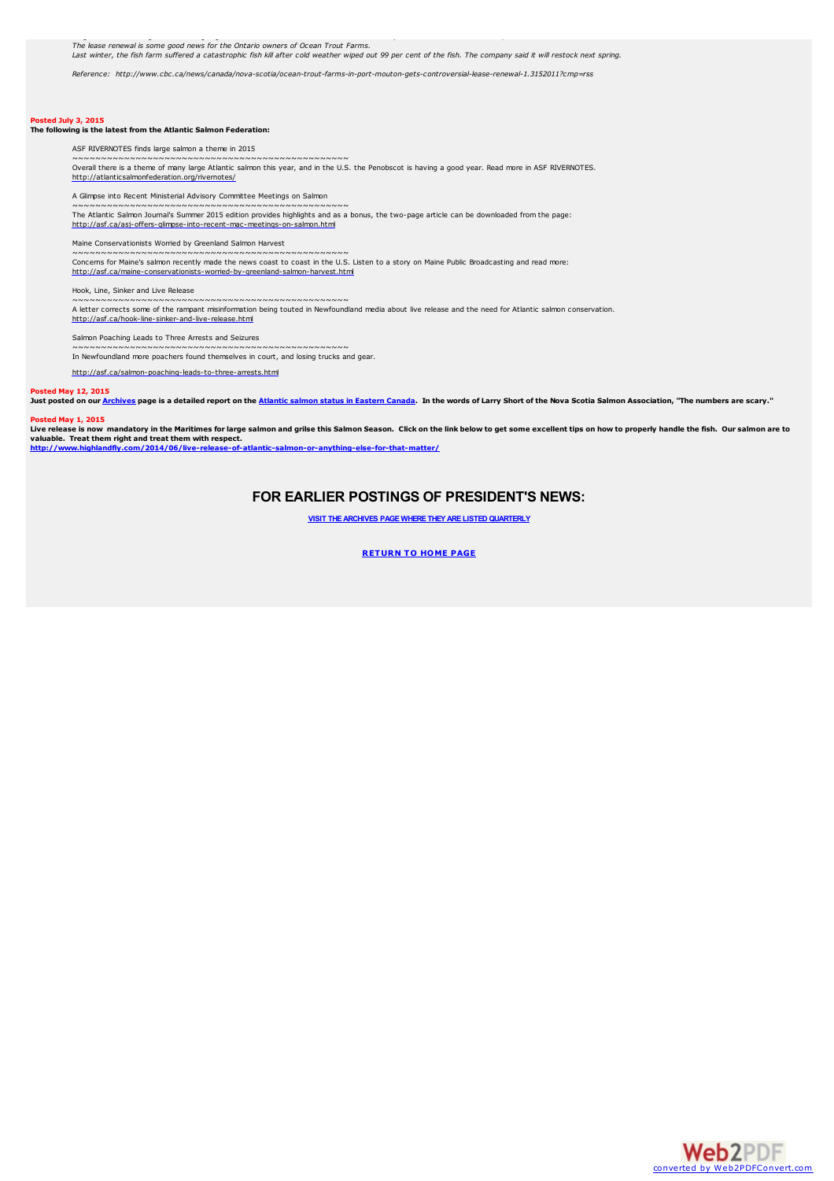*The lease renewal is some good news for the Ontario owners of Ocean Trout Farms.*
*Last winter, the fish farm suffered a catastrophic fish kill after cold weather wiped out 99 per cent of the fish. The company said it will restock next spring.*

*Reference: http://www.cbc.ca/news/canada/nova-scotia/ocean-trout-farms-in-port-mouton-gets-controversial-lease-renewal-1.3152011?cmp=rss*

**Posted July 3, 2015**
**The following is the latest from the Atlantic Salmon Federation:**

ASF RIVERNOTES finds large salmon a theme in 2015
~~~~~~~~~~~~~~~~~~~~~~~~~~~~~~~~~~~~~~~~~~~~~~~~
Overall there is a theme of many large Atlantic salmon this year, and in the U.S. the Penobscot is having a good year. Read more in ASF RIVERNOTES.
http://atlanticsalmonfederation.org/rivernotes/

A Glimpse into Recent Ministerial Advisory Committee Meetings on Salmon
~~~~~~~~~~~~~~~~~~~~~~~~~~~~~~~~~~~~~~~~~~~~~~~~
The Atlantic Salmon Journal's Summer 2015 edition provides highlights and as a bonus, the two-page article can be downloaded from the page:
http://asf.ca/asj-offers-glimpse-into-recent-mac-meetings-on-salmon.html

Maine Conservationists Worried by Greenland Salmon Harvest
~~~~~~~~~~~~~~~~~~~~~~~~~~~~~~~~~~~~~~~~~~~~~~~~
Concerns for Maine's salmon recently made the news coast to coast in the U.S. Listen to a story on Maine Public Broadcasting and read more:
http://asf.ca/maine-conservationists-worried-by-greenland-salmon-harvest.html

Hook, Line, Sinker and Live Release
~~~~~~~~~~~~~~~~~~~~~~~~~~~~~~~~~~~~~~~~~~~~~~~~
A letter corrects some of the rampant misinformation being touted in Newfoundland media about live release and the need for Atlantic salmon conservation.
http://asf.ca/hook-line-sinker-and-live-release.html

Salmon Poaching Leads to Three Arrests and Seizures
~~~~~~~~~~~~~~~~~~~~~~~~~~~~~~~~~~~~~~~~~~~~~~~~
In Newfoundland more poachers found themselves in court, and losing trucks and gear.

http://asf.ca/salmon-poaching-leads-to-three-arrests.html

**Posted May 12, 2015**
**Just posted on our Archives page is a detailed report on the Atlantic salmon status in Eastern Canada. In the words of Larry Short of the Nova Scotia Salmon Association, "The numbers are scary."**

**Posted May 1, 2015**
**Live release is now mandatory in the Maritimes for large salmon and grilse this Salmon Season. Click on the link below to get some excellent tips on how to properly handle the fish. Our salmon are to valuable. Treat them right and treat them with respect.**
**http://www.highlandfly.com/2014/06/live-release-of-atlantic-salmon-or-anything-else-for-that-matter/**

## FOR EARLIER POSTINGS OF PRESIDENT'S NEWS:

**VISIT THE ARCHIVES PAGE WHERE THEY ARE LISTED QUARTERLY**

**RETURN TO HOME PAGE**